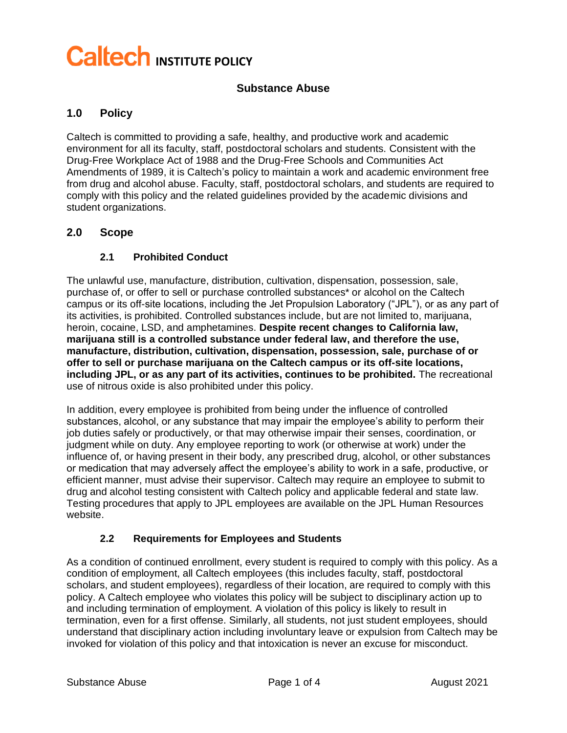# Caltech INSTITUTE POLICY

## Substance Abuse

## 1.0 Policy

Caltech is committed to providing a safe, healthy, and productive work and academic environment for all its faculty, staff, postdoctoral scholars and students. Consistent with the Drug-Free Workplace Act of 1988 and the Drug-Free Schools and Communities Act Amendments of 1989, it is Caltech's policy to maintain a work and academic environment free from drug and alcohol abuse. Faculty, staff, postdoctoral scholars, and students are required to comply with this policy and the related guidelines provided by the academic divisions and student organizations.

## 2.0 Scope

### 2.1 Prohibited Conduct

The unlawful use, manufacture, distribution, cultivation, dispensation, possession, sale, purchase of, or offer to sell or purchase controlled substances* or alcohol on the Caltech campus or its off-site locations, including the Jet Propulsion Laboratory ("JPL"), or as any part of its activities, is prohibited. Controlled substances include, but are not limited to, marijuana, heroin, cocaine, LSD, and amphetamines. **Despite recent changes to California law, marijuana still is a controlled substance under federal law, and therefore the use, manufacture, distribution, cultivation, dispensation, possession, sale, purchase of or offer to sell or purchase marijuana on the Caltech campus or its off-site locations, including JPL, or as any part of its activities, continues to be prohibited.** The recreational use of nitrous oxide is also prohibited under this policy.

In addition, every employee is prohibited from being under the influence of controlled substances, alcohol, or any substance that may impair the employee's ability to perform their job duties safely or productively, or that may otherwise impair their senses, coordination, or judgment while on duty. Any employee reporting to work (or otherwise at work) under the influence of, or having present in their body, any prescribed drug, alcohol, or other substances or medication that may adversely affect the employee's ability to work in a safe, productive, or efficient manner, must advise their supervisor. Caltech may require an employee to submit to drug and alcohol testing consistent with Caltech policy and applicable federal and state law. Testing procedures that apply to JPL employees are available on the JPL Human Resources website.

### 2.2 Requirements for Employees and Students

As a condition of continued enrollment, every student is required to comply with this policy. As a condition of employment, all Caltech employees (this includes faculty, staff, postdoctoral scholars, and student employees), regardless of their location, are required to comply with this policy. A Caltech employee who violates this policy will be subject to disciplinary action up to and including termination of employment. A violation of this policy is likely to result in termination, even for a first offense. Similarly, all students, not just student employees, should understand that disciplinary action including involuntary leave or expulsion from Caltech may be invoked for violation of this policy and that intoxication is never an excuse for misconduct.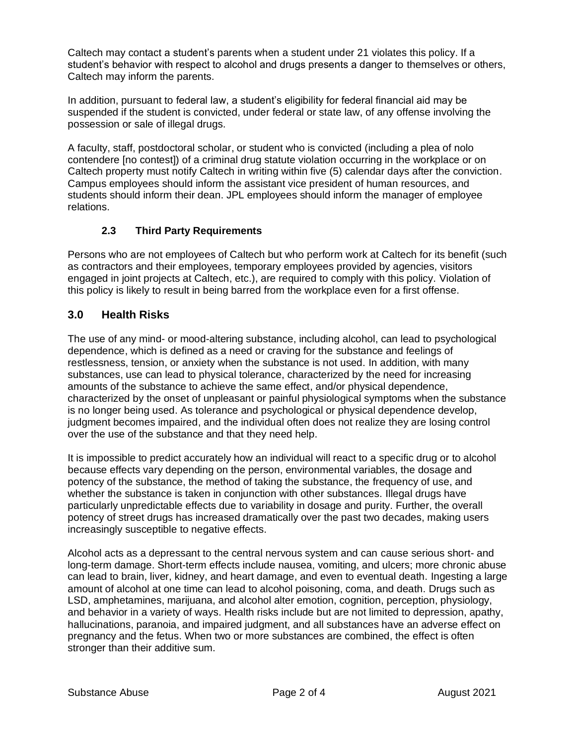Caltech may contact a student's parents when a student under 21 violates this policy. If a student's behavior with respect to alcohol and drugs presents a danger to themselves or others, Caltech may inform the parents.

In addition, pursuant to federal law, a student's eligibility for federal financial aid may be suspended if the student is convicted, under federal or state law, of any offense involving the possession or sale of illegal drugs.

A faculty, staff, postdoctoral scholar, or student who is convicted (including a plea of nolo contendere [no contest]) of a criminal drug statute violation occurring in the workplace or on Caltech property must notify Caltech in writing within five (5) calendar days after the conviction. Campus employees should inform the assistant vice president of human resources, and students should inform their dean. JPL employees should inform the manager of employee relations.

### 2.3 Third Party Requirements

Persons who are not employees of Caltech but who perform work at Caltech for its benefit (such as contractors and their employees, temporary employees provided by agencies, visitors engaged in joint projects at Caltech, etc.), are required to comply with this policy. Violation of this policy is likely to result in being barred from the workplace even for a first offense.

## 3.0 Health Risks

The use of any mind- or mood-altering substance, including alcohol, can lead to psychological dependence, which is defined as a need or craving for the substance and feelings of restlessness, tension, or anxiety when the substance is not used. In addition, with many substances, use can lead to physical tolerance, characterized by the need for increasing amounts of the substance to achieve the same effect, and/or physical dependence, characterized by the onset of unpleasant or painful physiological symptoms when the substance is no longer being used. As tolerance and psychological or physical dependence develop, judgment becomes impaired, and the individual often does not realize they are losing control over the use of the substance and that they need help.

It is impossible to predict accurately how an individual will react to a specific drug or to alcohol because effects vary depending on the person, environmental variables, the dosage and potency of the substance, the method of taking the substance, the frequency of use, and whether the substance is taken in conjunction with other substances. Illegal drugs have particularly unpredictable effects due to variability in dosage and purity. Further, the overall potency of street drugs has increased dramatically over the past two decades, making users increasingly susceptible to negative effects.

Alcohol acts as a depressant to the central nervous system and can cause serious short- and long-term damage. Short-term effects include nausea, vomiting, and ulcers; more chronic abuse can lead to brain, liver, kidney, and heart damage, and even to eventual death. Ingesting a large amount of alcohol at one time can lead to alcohol poisoning, coma, and death. Drugs such as LSD, amphetamines, marijuana, and alcohol alter emotion, cognition, perception, physiology, and behavior in a variety of ways. Health risks include but are not limited to depression, apathy, hallucinations, paranoia, and impaired judgment, and all substances have an adverse effect on pregnancy and the fetus. When two or more substances are combined, the effect is often stronger than their additive sum.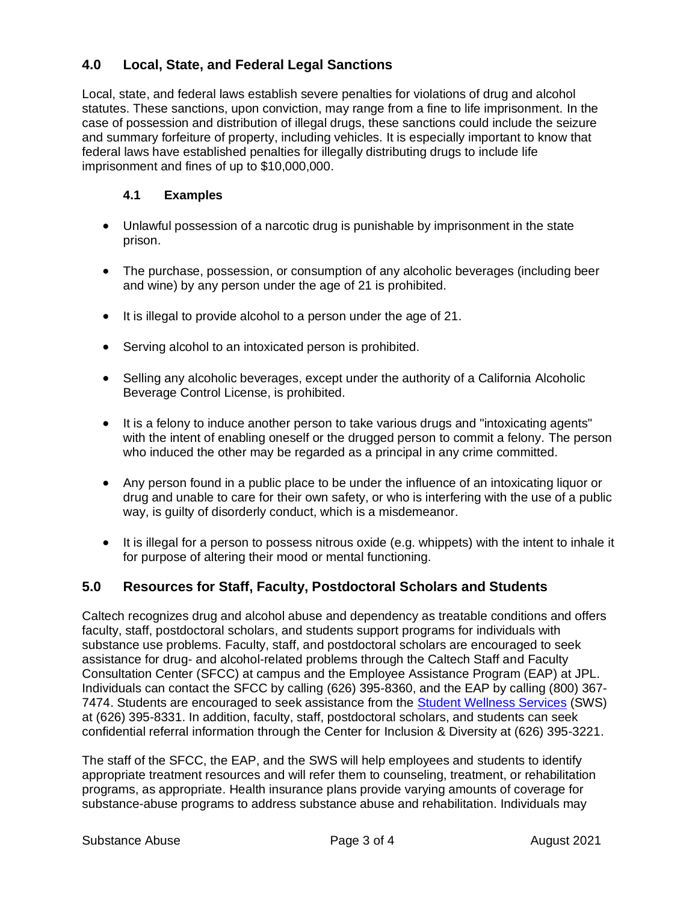## 4.0 Local, State, and Federal Legal Sanctions

Local, state, and federal laws establish severe penalties for violations of drug and alcohol statutes. These sanctions, upon conviction, may range from a fine to life imprisonment. In the case of possession and distribution of illegal drugs, these sanctions could include the seizure and summary forfeiture of property, including vehicles. It is especially important to know that federal laws have established penalties for illegally distributing drugs to include life imprisonment and fines of up to $10,000,000.

### 4.1 Examples

- Unlawful possession of a narcotic drug is punishable by imprisonment in the state prison.
- The purchase, possession, or consumption of any alcoholic beverages (including beer and wine) by any person under the age of 21 is prohibited.
- It is illegal to provide alcohol to a person under the age of 21.
- Serving alcohol to an intoxicated person is prohibited.
- Selling any alcoholic beverages, except under the authority of a California Alcoholic Beverage Control License, is prohibited.
- It is a felony to induce another person to take various drugs and "intoxicating agents" with the intent of enabling oneself or the drugged person to commit a felony. The person who induced the other may be regarded as a principal in any crime committed.
- Any person found in a public place to be under the influence of an intoxicating liquor or drug and unable to care for their own safety, or who is interfering with the use of a public way, is guilty of disorderly conduct, which is a misdemeanor.
- It is illegal for a person to possess nitrous oxide (e.g. whippets) with the intent to inhale it for purpose of altering their mood or mental functioning.

## 5.0 Resources for Staff, Faculty, Postdoctoral Scholars and Students

Caltech recognizes drug and alcohol abuse and dependency as treatable conditions and offers faculty, staff, postdoctoral scholars, and students support programs for individuals with substance use problems. Faculty, staff, and postdoctoral scholars are encouraged to seek assistance for drug- and alcohol-related problems through the Caltech Staff and Faculty Consultation Center (SFCC) at campus and the Employee Assistance Program (EAP) at JPL. Individuals can contact the SFCC by calling (626) 395-8360, and the EAP by calling (800) 367-7474. Students are encouraged to seek assistance from the Student Wellness Services (SWS) at (626) 395-8331. In addition, faculty, staff, postdoctoral scholars, and students can seek confidential referral information through the Center for Inclusion & Diversity at (626) 395-3221.

The staff of the SFCC, the EAP, and the SWS will help employees and students to identify appropriate treatment resources and will refer them to counseling, treatment, or rehabilitation programs, as appropriate. Health insurance plans provide varying amounts of coverage for substance-abuse programs to address substance abuse and rehabilitation. Individuals may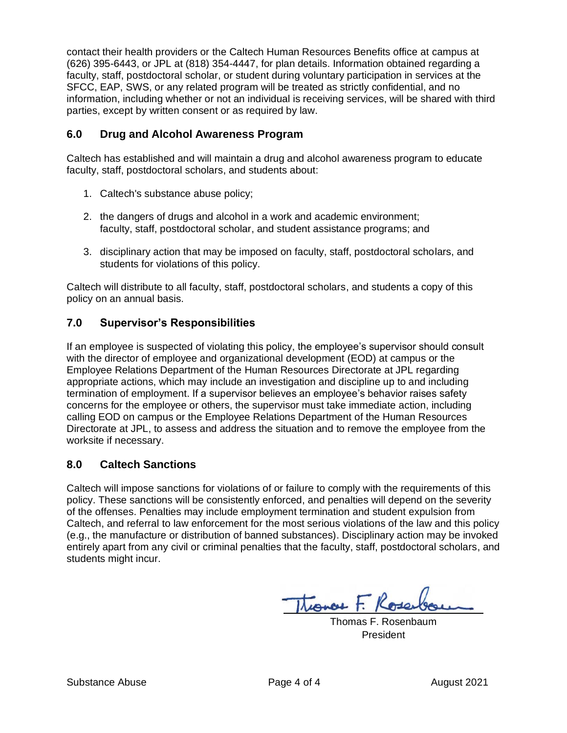contact their health providers or the Caltech Human Resources Benefits office at campus at (626) 395-6443, or JPL at (818) 354-4447, for plan details. Information obtained regarding a faculty, staff, postdoctoral scholar, or student during voluntary participation in services at the SFCC, EAP, SWS, or any related program will be treated as strictly confidential, and no information, including whether or not an individual is receiving services, will be shared with third parties, except by written consent or as required by law.

## 6.0 Drug and Alcohol Awareness Program

Caltech has established and will maintain a drug and alcohol awareness program to educate faculty, staff, postdoctoral scholars, and students about:

1. Caltech's substance abuse policy;
2. the dangers of drugs and alcohol in a work and academic environment; faculty, staff, postdoctoral scholar, and student assistance programs; and
3. disciplinary action that may be imposed on faculty, staff, postdoctoral scholars, and students for violations of this policy.

Caltech will distribute to all faculty, staff, postdoctoral scholars, and students a copy of this policy on an annual basis.

## 7.0 Supervisor's Responsibilities

If an employee is suspected of violating this policy, the employee's supervisor should consult with the director of employee and organizational development (EOD) at campus or the Employee Relations Department of the Human Resources Directorate at JPL regarding appropriate actions, which may include an investigation and discipline up to and including termination of employment. If a supervisor believes an employee's behavior raises safety concerns for the employee or others, the supervisor must take immediate action, including calling EOD on campus or the Employee Relations Department of the Human Resources Directorate at JPL, to assess and address the situation and to remove the employee from the worksite if necessary.

## 8.0 Caltech Sanctions

Caltech will impose sanctions for violations of or failure to comply with the requirements of this policy. These sanctions will be consistently enforced, and penalties will depend on the severity of the offenses. Penalties may include employment termination and student expulsion from Caltech, and referral to law enforcement for the most serious violations of the law and this policy (e.g., the manufacture or distribution of banned substances). Disciplinary action may be invoked entirely apart from any civil or criminal penalties that the faculty, staff, postdoctoral scholars, and students might incur.

Thomas F. Rosenbaum
President